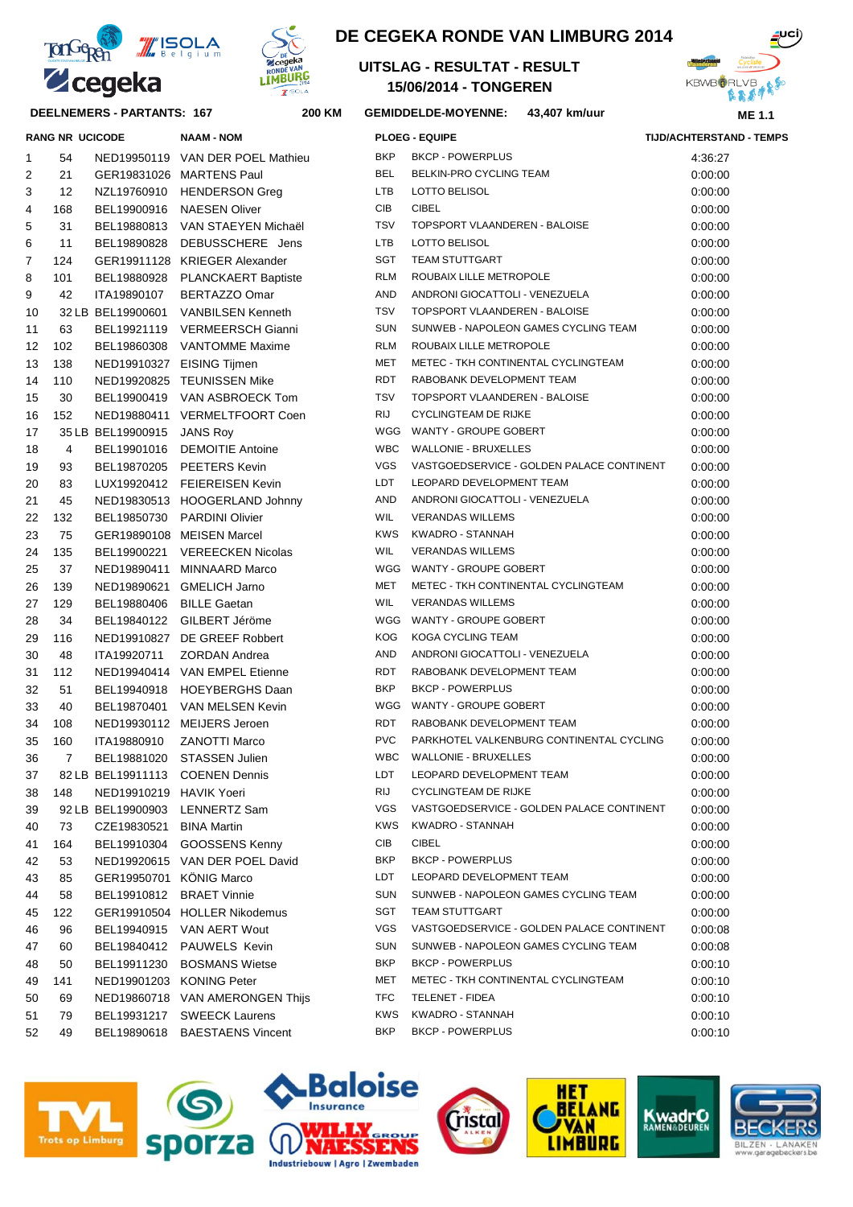# DE CEGEKA RONDE VAN LIMBURG 2014

## UITSLAG - RESULTAT - RESULT

## 15/06/2014 - TONGEREN

**DEELNEMERS - PARTANTS: 167** **200 KM** **GEMIDDELDE-MOYENNE: 43,407 km/uur** **ME 1.1**

| RANG | NR | UCICODE | NAAM - NOM | PLOEG - EQUIPE | | TIJD/ACHTERSTAND - TEMPS |
|---|---|---|---|---|---|---|
| 1 | 54 | NED19950119 | VAN DER POEL Mathieu | BKP | BKCP - POWERPLUS | 4:36:27 |
| 2 | 21 | GER19831026 | MARTENS Paul | BEL | BELKIN-PRO CYCLING TEAM | 0:00:00 |
| 3 | 12 | NZL19760910 | HENDERSON Greg | LTB | LOTTO BELISOL | 0:00:00 |
| 4 | 168 | BEL19900916 | NAESEN Oliver | CIB | CIBEL | 0:00:00 |
| 5 | 31 | BEL19880813 | VAN STAEYEN Michaël | TSV | TOPSPORT VLAANDEREN - BALOISE | 0:00:00 |
| 6 | 11 | BEL19890828 | DEBUSSCHERE Jens | LTB | LOTTO BELISOL | 0:00:00 |
| 7 | 124 | GER19911128 | KRIEGER Alexander | SGT | TEAM STUTTGART | 0:00:00 |
| 8 | 101 | BEL19880928 | PLANCKAERT Baptiste | RLM | ROUBAIX LILLE METROPOLE | 0:00:00 |
| 9 | 42 | ITA19890107 | BERTAZZO Omar | AND | ANDRONI GIOCATTOLI - VENEZUELA | 0:00:00 |
| 10 | 32 LB | BEL19900601 | VANBILSEN Kenneth | TSV | TOPSPORT VLAANDEREN - BALOISE | 0:00:00 |
| 11 | 63 | BEL19921119 | VERMEERSCH Gianni | SUN | SUNWEB - NAPOLEON GAMES CYCLING TEAM | 0:00:00 |
| 12 | 102 | BEL19860308 | VANTOMME Maxime | RLM | ROUBAIX LILLE METROPOLE | 0:00:00 |
| 13 | 138 | NED19910327 | EISING Tijmen | MET | METEC - TKH CONTINENTAL CYCLINGTEAM | 0:00:00 |
| 14 | 110 | NED19920825 | TEUNISSEN Mike | RDT | RABOBANK DEVELOPMENT TEAM | 0:00:00 |
| 15 | 30 | BEL19900419 | VAN ASBROECK Tom | TSV | TOPSPORT VLAANDEREN - BALOISE | 0:00:00 |
| 16 | 152 | NED19880411 | VERMELTFOORT Coen | RIJ | CYCLINGTEAM DE RIJKE | 0:00:00 |
| 17 | 35 LB | BEL19900915 | JANS Roy | WGG | WANTY - GROUPE GOBERT | 0:00:00 |
| 18 | 4 | BEL19901016 | DEMOITIE Antoine | WBC | WALLONIE - BRUXELLES | 0:00:00 |
| 19 | 93 | BEL19870205 | PEETERS Kevin | VGS | VASTGOEDSERVICE - GOLDEN PALACE CONTINENT | 0:00:00 |
| 20 | 83 | LUX19920412 | FEIEREISEN Kevin | LDT | LEOPARD DEVELOPMENT TEAM | 0:00:00 |
| 21 | 45 | NED19830513 | HOOGERLAND Johnny | AND | ANDRONI GIOCATTOLI - VENEZUELA | 0:00:00 |
| 22 | 132 | BEL19850730 | PARDINI Olivier | WIL | VERANDAS WILLEMS | 0:00:00 |
| 23 | 75 | GER19890108 | MEISEN Marcel | KWS | KWADRO - STANNAH | 0:00:00 |
| 24 | 135 | BEL19900221 | VEREECKEN Nicolas | WIL | VERANDAS WILLEMS | 0:00:00 |
| 25 | 37 | NED19890411 | MINNAARD Marco | WGG | WANTY - GROUPE GOBERT | 0:00:00 |
| 26 | 139 | NED19890621 | GMELICH Jarno | MET | METEC - TKH CONTINENTAL CYCLINGTEAM | 0:00:00 |
| 27 | 129 | BEL19880406 | BILLE Gaetan | WIL | VERANDAS WILLEMS | 0:00:00 |
| 28 | 34 | BEL19840122 | GILBERT Jéröme | WGG | WANTY - GROUPE GOBERT | 0:00:00 |
| 29 | 116 | NED19910827 | DE GREEF Robbert | KOG | KOGA CYCLING TEAM | 0:00:00 |
| 30 | 48 | ITA19920711 | ZORDAN Andrea | AND | ANDRONI GIOCATTOLI - VENEZUELA | 0:00:00 |
| 31 | 112 | NED19940414 | VAN EMPEL Etienne | RDT | RABOBANK DEVELOPMENT TEAM | 0:00:00 |
| 32 | 51 | BEL19940918 | HOEYBERGHS Daan | BKP | BKCP - POWERPLUS | 0:00:00 |
| 33 | 40 | BEL19870401 | VAN MELSEN Kevin | WGG | WANTY - GROUPE GOBERT | 0:00:00 |
| 34 | 108 | NED19930112 | MEIJERS Jeroen | RDT | RABOBANK DEVELOPMENT TEAM | 0:00:00 |
| 35 | 160 | ITA19880910 | ZANOTTI Marco | PVC | PARKHOTEL VALKENBURG CONTINENTAL CYCLING | 0:00:00 |
| 36 | 7 | BEL19881020 | STASSEN Julien | WBC | WALLONIE - BRUXELLES | 0:00:00 |
| 37 | 82 LB | BEL19911113 | COENEN Dennis | LDT | LEOPARD DEVELOPMENT TEAM | 0:00:00 |
| 38 | 148 | NED19910219 | HAVIK Yoeri | RIJ | CYCLINGTEAM DE RIJKE | 0:00:00 |
| 39 | 92 LB | BEL19900903 | LENNERTZ Sam | VGS | VASTGOEDSERVICE - GOLDEN PALACE CONTINENT | 0:00:00 |
| 40 | 73 | CZE19830521 | BINA Martin | KWS | KWADRO - STANNAH | 0:00:00 |
| 41 | 164 | BEL19910304 | GOOSSENS Kenny | CIB | CIBEL | 0:00:00 |
| 42 | 53 | NED19920615 | VAN DER POEL David | BKP | BKCP - POWERPLUS | 0:00:00 |
| 43 | 85 | GER19950701 | KÖNIG Marco | LDT | LEOPARD DEVELOPMENT TEAM | 0:00:00 |
| 44 | 58 | BEL19910812 | BRAET Vinnie | SUN | SUNWEB - NAPOLEON GAMES CYCLING TEAM | 0:00:00 |
| 45 | 122 | GER19910504 | HOLLER Nikodemus | SGT | TEAM STUTTGART | 0:00:00 |
| 46 | 96 | BEL19940915 | VAN AERT Wout | VGS | VASTGOEDSERVICE - GOLDEN PALACE CONTINENT | 0:00:08 |
| 47 | 60 | BEL19840412 | PAUWELS Kevin | SUN | SUNWEB - NAPOLEON GAMES CYCLING TEAM | 0:00:08 |
| 48 | 50 | BEL19911230 | BOSMANS Wietse | BKP | BKCP - POWERPLUS | 0:00:10 |
| 49 | 141 | NED19901203 | KONING Peter | MET | METEC - TKH CONTINENTAL CYCLINGTEAM | 0:00:10 |
| 50 | 69 | NED19860718 | VAN AMERONGEN Thijs | TFC | TELENET - FIDEA | 0:00:10 |
| 51 | 79 | BEL19931217 | SWEECK Laurens | KWS | KWADRO - STANNAH | 0:00:10 |
| 52 | 49 | BEL19890618 | BAESTAENS Vincent | BKP | BKCP - POWERPLUS | 0:00:10 |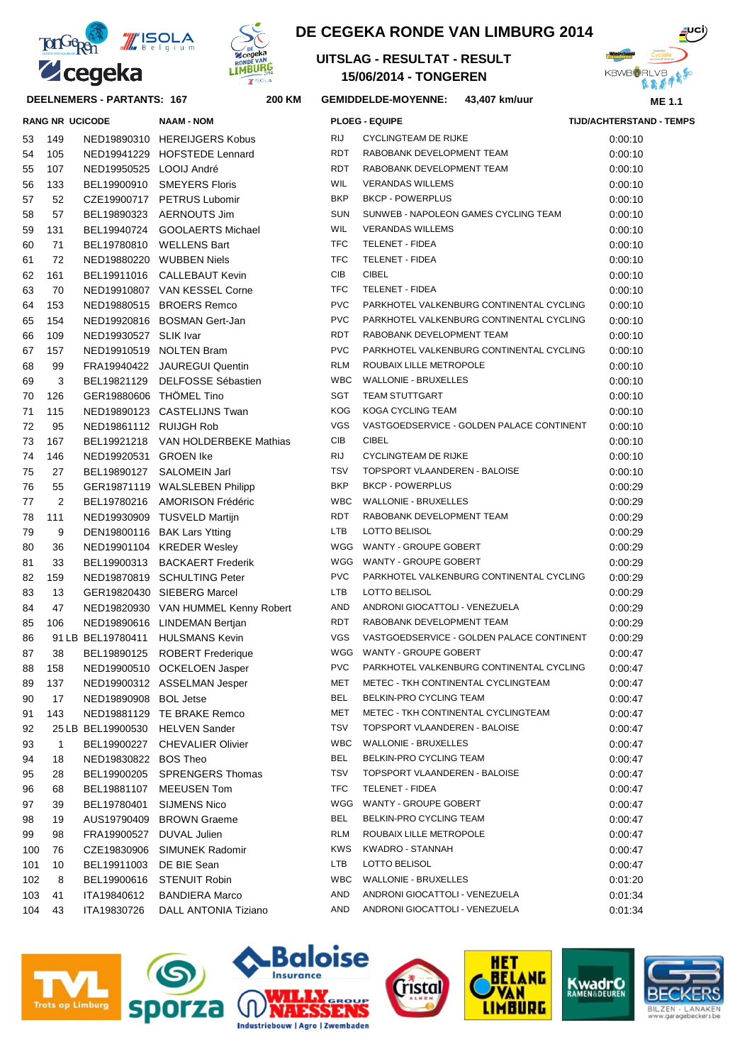# DE CEGEKA RONDE VAN LIMBURG 2014

## UITSLAG - RESULTAT - RESULT
## 15/06/2014 - TONGEREN

**DEELNEMERS - PARTANTS: 167** | **200 KM** | **GEMIDDELDE-MOYENNE: 43,407 km/uur** | **ME 1.1**

| RANG | NR | UCICODE | NAAM - NOM | PLOEG - EQUIPE | | TIJD/ACHTERSTAND - TEMPS |
|---|---|---|---|---|---|---|
| 53 | 149 | NED19890310 | HEREIJGERS Kobus | RIJ | CYCLINGTEAM DE RIJKE | 0:00:10 |
| 54 | 105 | NED19941229 | HOFSTEDE Lennard | RDT | RABOBANK DEVELOPMENT TEAM | 0:00:10 |
| 55 | 107 | NED19950525 | LOOIJ André | RDT | RABOBANK DEVELOPMENT TEAM | 0:00:10 |
| 56 | 133 | BEL19900910 | SMEYERS Floris | WIL | VERANDAS WILLEMS | 0:00:10 |
| 57 | 52 | CZE19900717 | PETRUS Lubomir | BKP | BKCP - POWERPLUS | 0:00:10 |
| 58 | 57 | BEL19890323 | AERNOUTS Jim | SUN | SUNWEB - NAPOLEON GAMES CYCLING TEAM | 0:00:10 |
| 59 | 131 | BEL19940724 | GOOLAERTS Michael | WIL | VERANDAS WILLEMS | 0:00:10 |
| 60 | 71 | BEL19780810 | WELLENS Bart | TFC | TELENET - FIDEA | 0:00:10 |
| 61 | 72 | NED19880220 | WUBBEN Niels | TFC | TELENET - FIDEA | 0:00:10 |
| 62 | 161 | BEL19911016 | CALLEBAUT Kevin | CIB | CIBEL | 0:00:10 |
| 63 | 70 | NED19910807 | VAN KESSEL Corne | TFC | TELENET - FIDEA | 0:00:10 |
| 64 | 153 | NED19880515 | BROERS Remco | PVC | PARKHOTEL VALKENBURG CONTINENTAL CYCLING | 0:00:10 |
| 65 | 154 | NED19920816 | BOSMAN Gert-Jan | PVC | PARKHOTEL VALKENBURG CONTINENTAL CYCLING | 0:00:10 |
| 66 | 109 | NED19930527 | SLIK Ivar | RDT | RABOBANK DEVELOPMENT TEAM | 0:00:10 |
| 67 | 157 | NED19910519 | NOLTEN Bram | PVC | PARKHOTEL VALKENBURG CONTINENTAL CYCLING | 0:00:10 |
| 68 | 99 | FRA19940422 | JAUREGUI Quentin | RLM | ROUBAIX LILLE METROPOLE | 0:00:10 |
| 69 | 3 | BEL19821129 | DELFOSSE Sébastien | WBC | WALLONIE - BRUXELLES | 0:00:10 |
| 70 | 126 | GER19880606 | THÖMEL Tino | SGT | TEAM STUTTGART | 0:00:10 |
| 71 | 115 | NED19890123 | CASTELIJNS Twan | KOG | KOGA CYCLING TEAM | 0:00:10 |
| 72 | 95 | NED19861112 | RUIJGH Rob | VGS | VASTGOEDSERVICE - GOLDEN PALACE CONTINENT | 0:00:10 |
| 73 | 167 | BEL19921218 | VAN HOLDERBEKE Mathias | CIB | CIBEL | 0:00:10 |
| 74 | 146 | NED19920531 | GROEN Ike | RIJ | CYCLINGTEAM DE RIJKE | 0:00:10 |
| 75 | 27 | BEL19890127 | SALOMEIN Jarl | TSV | TOPSPORT VLAANDEREN - BALOISE | 0:00:10 |
| 76 | 55 | GER19871119 | WALSLEBEN Philipp | BKP | BKCP - POWERPLUS | 0:00:29 |
| 77 | 2 | BEL19780216 | AMORISON Frédéric | WBC | WALLONIE - BRUXELLES | 0:00:29 |
| 78 | 111 | NED19930909 | TUSVELD Martijn | RDT | RABOBANK DEVELOPMENT TEAM | 0:00:29 |
| 79 | 9 | DEN19800116 | BAK Lars Ytting | LTB | LOTTO BELISOL | 0:00:29 |
| 80 | 36 | NED19901104 | KREDER Wesley | WGG | WANTY - GROUPE GOBERT | 0:00:29 |
| 81 | 33 | BEL19900313 | BACKAERT Frederik | WGG | WANTY - GROUPE GOBERT | 0:00:29 |
| 82 | 159 | NED19870819 | SCHULTING Peter | PVC | PARKHOTEL VALKENBURG CONTINENTAL CYCLING | 0:00:29 |
| 83 | 13 | GER19820430 | SIEBERG Marcel | LTB | LOTTO BELISOL | 0:00:29 |
| 84 | 47 | NED19820930 | VAN HUMMEL Kenny Robert | AND | ANDRONI GIOCATTOLI - VENEZUELA | 0:00:29 |
| 85 | 106 | NED19890616 | LINDEMAN Bertjan | RDT | RABOBANK DEVELOPMENT TEAM | 0:00:29 |
| 86 | 91 LB | BEL19780411 | HULSMANS Kevin | VGS | VASTGOEDSERVICE - GOLDEN PALACE CONTINENT | 0:00:29 |
| 87 | 38 | BEL19890125 | ROBERT Frederique | WGG | WANTY - GROUPE GOBERT | 0:00:47 |
| 88 | 158 | NED19900510 | OCKELOEN Jasper | PVC | PARKHOTEL VALKENBURG CONTINENTAL CYCLING | 0:00:47 |
| 89 | 137 | NED19900312 | ASSELMAN Jesper | MET | METEC - TKH CONTINENTAL CYCLINGTEAM | 0:00:47 |
| 90 | 17 | NED19890908 | BOL Jetse | BEL | BELKIN-PRO CYCLING TEAM | 0:00:47 |
| 91 | 143 | NED19881129 | TE BRAKE Remco | MET | METEC - TKH CONTINENTAL CYCLINGTEAM | 0:00:47 |
| 92 | 25 LB | BEL19900530 | HELVEN Sander | TSV | TOPSPORT VLAANDEREN - BALOISE | 0:00:47 |
| 93 | 1 | BEL19900227 | CHEVALIER Olivier | WBC | WALLONIE - BRUXELLES | 0:00:47 |
| 94 | 18 | NED19830822 | BOS Theo | BEL | BELKIN-PRO CYCLING TEAM | 0:00:47 |
| 95 | 28 | BEL19900205 | SPRENGERS Thomas | TSV | TOPSPORT VLAANDEREN - BALOISE | 0:00:47 |
| 96 | 68 | BEL19881107 | MEEUSEN Tom | TFC | TELENET - FIDEA | 0:00:47 |
| 97 | 39 | BEL19780401 | SIJMENS Nico | WGG | WANTY - GROUPE GOBERT | 0:00:47 |
| 98 | 19 | AUS19790409 | BROWN Graeme | BEL | BELKIN-PRO CYCLING TEAM | 0:00:47 |
| 99 | 98 | FRA19900527 | DUVAL Julien | RLM | ROUBAIX LILLE METROPOLE | 0:00:47 |
| 100 | 76 | CZE19830906 | SIMUNEK Radomir | KWS | KWADRO - STANNAH | 0:00:47 |
| 101 | 10 | BEL19911003 | DE BIE Sean | LTB | LOTTO BELISOL | 0:00:47 |
| 102 | 8 | BEL19900616 | STENUIT Robin | WBC | WALLONIE - BRUXELLES | 0:01:20 |
| 103 | 41 | ITA19840612 | BANDIERA Marco | AND | ANDRONI GIOCATTOLI - VENEZUELA | 0:01:34 |
| 104 | 43 | ITA19830726 | DALL ANTONIA Tiziano | AND | ANDRONI GIOCATTOLI - VENEZUELA | 0:01:34 |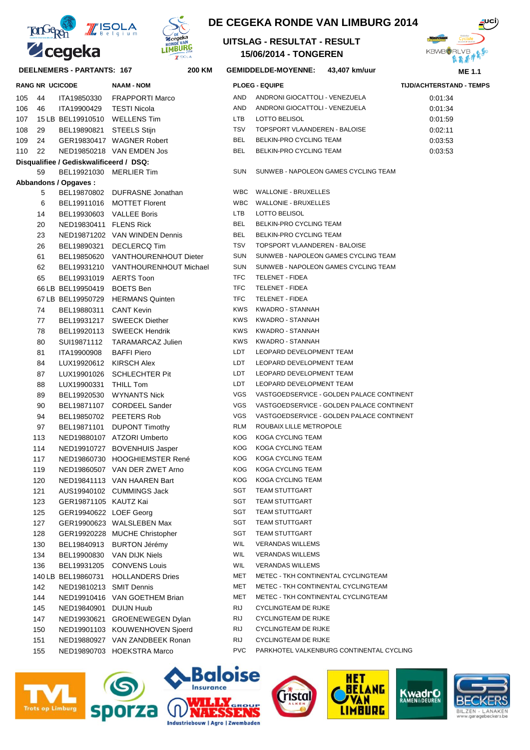# DE CEGEKA RONDE VAN LIMBURG 2014

## UITSLAG - RESULTAT - RESULT

## 15/06/2014 - TONGEREN

**DEELNEMERS - PARTANTS: 167** | **200 KM** | **GEMIDDELDE-MOYENNE: 43,407 km/uur** | **ME 1.1**

| RANG | NR | UCICODE | NAAM - NOM | PLOEG - EQUIPE | | TIJD/ACHTERSTAND - TEMPS |
|---|---|---|---|---|---|---|
| 105 | 44 | ITA19850330 | FRAPPORTI Marco | AND | ANDRONI GIOCATTOLI - VENEZUELA | 0:01:34 |
| 106 | 46 | ITA19900429 | TESTI Nicola | AND | ANDRONI GIOCATTOLI - VENEZUELA | 0:01:34 |
| 107 | 15 LB | BEL19910510 | WELLENS Tim | LTB | LOTTO BELISOL | 0:01:59 |
| 108 | 29 | BEL19890821 | STEELS Stijn | TSV | TOPSPORT VLAANDEREN - BALOISE | 0:02:11 |
| 109 | 24 | GER19830417 | WAGNER Robert | BEL | BELKIN-PRO CYCLING TEAM | 0:03:53 |
| 110 | 22 | NED19850218 | VAN EMDEN Jos | BEL | BELKIN-PRO CYCLING TEAM | 0:03:53 |

**Disqualifiee / Gediskwalificeerd / DSQ:**

| NR | UCICODE | NAAM - NOM | | PLOEG - EQUIPE |
|---|---|---|---|---|
| 59 | BEL19921030 | MERLIER Tim | SUN | SUNWEB - NAPOLEON GAMES CYCLING TEAM |

**Abbandons / Opgaves :**

| NR | UCICODE | NAAM - NOM | | PLOEG - EQUIPE |
|---|---|---|---|---|
| 5 | BEL19870802 | DUFRASNE Jonathan | WBC | WALLONIE - BRUXELLES |
| 6 | BEL19911016 | MOTTET Florent | WBC | WALLONIE - BRUXELLES |
| 14 | BEL19930603 | VALLEE Boris | LTB | LOTTO BELISOL |
| 20 | NED19830411 | FLENS Rick | BEL | BELKIN-PRO CYCLING TEAM |
| 23 | NED19871202 | VAN WINDEN Dennis | BEL | BELKIN-PRO CYCLING TEAM |
| 26 | BEL19890321 | DECLERCQ Tim | TSV | TOPSPORT VLAANDEREN - BALOISE |
| 61 | BEL19850620 | VANTHOURENHOUT Dieter | SUN | SUNWEB - NAPOLEON GAMES CYCLING TEAM |
| 62 | BEL19931210 | VANTHOURENHOUT Michael | SUN | SUNWEB - NAPOLEON GAMES CYCLING TEAM |
| 65 | BEL19931019 | AERTS Toon | TFC | TELENET - FIDEA |
| 66 LB | BEL19950419 | BOETS Ben | TFC | TELENET - FIDEA |
| 67 LB | BEL19950729 | HERMANS Quinten | TFC | TELENET - FIDEA |
| 74 | BEL19880311 | CANT Kevin | KWS | KWADRO - STANNAH |
| 77 | BEL19931217 | SWEECK Diether | KWS | KWADRO - STANNAH |
| 78 | BEL19920113 | SWEECK Hendrik | KWS | KWADRO - STANNAH |
| 80 | SUI19871112 | TARAMARCAZ Julien | KWS | KWADRO - STANNAH |
| 81 | ITA19900908 | BAFFI Piero | LDT | LEOPARD DEVELOPMENT TEAM |
| 84 | LUX19920612 | KIRSCH Alex | LDT | LEOPARD DEVELOPMENT TEAM |
| 87 | LUX19901026 | SCHLECHTER Pit | LDT | LEOPARD DEVELOPMENT TEAM |
| 88 | LUX19900331 | THILL Tom | LDT | LEOPARD DEVELOPMENT TEAM |
| 89 | BEL19920530 | WYNANTS Nick | VGS | VASTGOEDSERVICE - GOLDEN PALACE CONTINENT |
| 90 | BEL19871107 | CORDEEL Sander | VGS | VASTGOEDSERVICE - GOLDEN PALACE CONTINENT |
| 94 | BEL19850702 | PEETERS Rob | VGS | VASTGOEDSERVICE - GOLDEN PALACE CONTINENT |
| 97 | BEL19871101 | DUPONT Timothy | RLM | ROUBAIX LILLE METROPOLE |
| 113 | NED19880107 | ATZORI Umberto | KOG | KOGA CYCLING TEAM |
| 114 | NED19910727 | BOVENHUIS Jasper | KOG | KOGA CYCLING TEAM |
| 117 | NED19860730 | HOOGHIEMSTER René | KOG | KOGA CYCLING TEAM |
| 119 | NED19860507 | VAN DER ZWET Arno | KOG | KOGA CYCLING TEAM |
| 120 | NED19841113 | VAN HAAREN Bart | KOG | KOGA CYCLING TEAM |
| 121 | AUS19940102 | CUMMINGS Jack | SGT | TEAM STUTTGART |
| 123 | GER19871105 | KAUTZ Kai | SGT | TEAM STUTTGART |
| 125 | GER19940622 | LOEF Georg | SGT | TEAM STUTTGART |
| 127 | GER19900623 | WALSLEBEN Max | SGT | TEAM STUTTGART |
| 128 | GER19920228 | MUCHE Christopher | SGT | TEAM STUTTGART |
| 130 | BEL19840913 | BURTON Jérémy | WIL | VERANDAS WILLEMS |
| 134 | BEL19900830 | VAN DIJK Niels | WIL | VERANDAS WILLEMS |
| 136 | BEL19931205 | CONVENS Louis | WIL | VERANDAS WILLEMS |
| 140 LB | BEL19860731 | HOLLANDERS Dries | MET | METEC - TKH CONTINENTAL CYCLINGTEAM |
| 142 | NED19810213 | SMIT Dennis | MET | METEC - TKH CONTINENTAL CYCLINGTEAM |
| 144 | NED19910416 | VAN GOETHEM Brian | MET | METEC - TKH CONTINENTAL CYCLINGTEAM |
| 145 | NED19840901 | DUIJN Huub | RIJ | CYCLINGTEAM DE RIJKE |
| 147 | NED19930621 | GROENEWEGEN Dylan | RIJ | CYCLINGTEAM DE RIJKE |
| 150 | NED19901103 | KOUWENHOVEN Sjoerd | RIJ | CYCLINGTEAM DE RIJKE |
| 151 | NED19880927 | VAN ZANDBEEK Ronan | RIJ | CYCLINGTEAM DE RIJKE |
| 155 | NED19890703 | HOEKSTRA Marco | PVC | PARKHOTEL VALKENBURG CONTINENTAL CYCLING |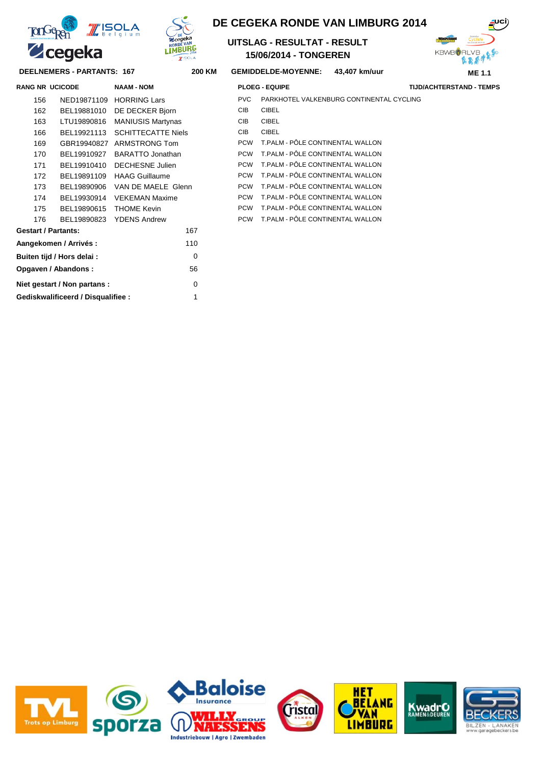# DE CEGEKA RONDE VAN LIMBURG 2014

## UITSLAG - RESULTAT - RESULT

## 15/06/2014 - TONGEREN

**DEELNEMERS - PARTANTS: 167** **200 KM** **GEMIDDELDE-MOYENNE: 43,407 km/uur** **ME 1.1**

| RANG | NR | UCICODE | NAAM - NOM | PLOEG - EQUIPE | | TIJD/ACHTERSTAND - TEMPS |
|---|---|---|---|---|---|---|
| | 156 | NED19871109 | HORRING Lars | PVC | PARKHOTEL VALKENBURG CONTINENTAL CYCLING | |
| | 162 | BEL19881010 | DE DECKER Bjorn | CIB | CIBEL | |
| | 163 | LTU19890816 | MANIUSIS Martynas | CIB | CIBEL | |
| | 166 | BEL19921113 | SCHITTECATTE Niels | CIB | CIBEL | |
| | 169 | GBR19940827 | ARMSTRONG Tom | PCW | T.PALM - PÔLE CONTINENTAL WALLON | |
| | 170 | BEL19910927 | BARATTO Jonathan | PCW | T.PALM - PÔLE CONTINENTAL WALLON | |
| | 171 | BEL19910410 | DECHESNE Julien | PCW | T.PALM - PÔLE CONTINENTAL WALLON | |
| | 172 | BEL19891109 | HAAG Guillaume | PCW | T.PALM - PÔLE CONTINENTAL WALLON | |
| | 173 | BEL19890906 | VAN DE MAELE Glenn | PCW | T.PALM - PÔLE CONTINENTAL WALLON | |
| | 174 | BEL19930914 | VEKEMAN Maxime | PCW | T.PALM - PÔLE CONTINENTAL WALLON | |
| | 175 | BEL19890615 | THOME Kevin | PCW | T.PALM - PÔLE CONTINENTAL WALLON | |
| | 176 | BEL19890823 | YDENS Andrew | PCW | T.PALM - PÔLE CONTINENTAL WALLON | |

| | |
|---|---|
| **Gestart / Partants:** | 167 |
| **Aangekomen / Arrivés :** | 110 |
| **Buiten tijd / Hors delai :** | 0 |
| **Opgaven / Abandons :** | 56 |
| **Niet gestart / Non partans :** | 0 |
| **Gediskwalificeerd / Disqualifiee :** | 1 |